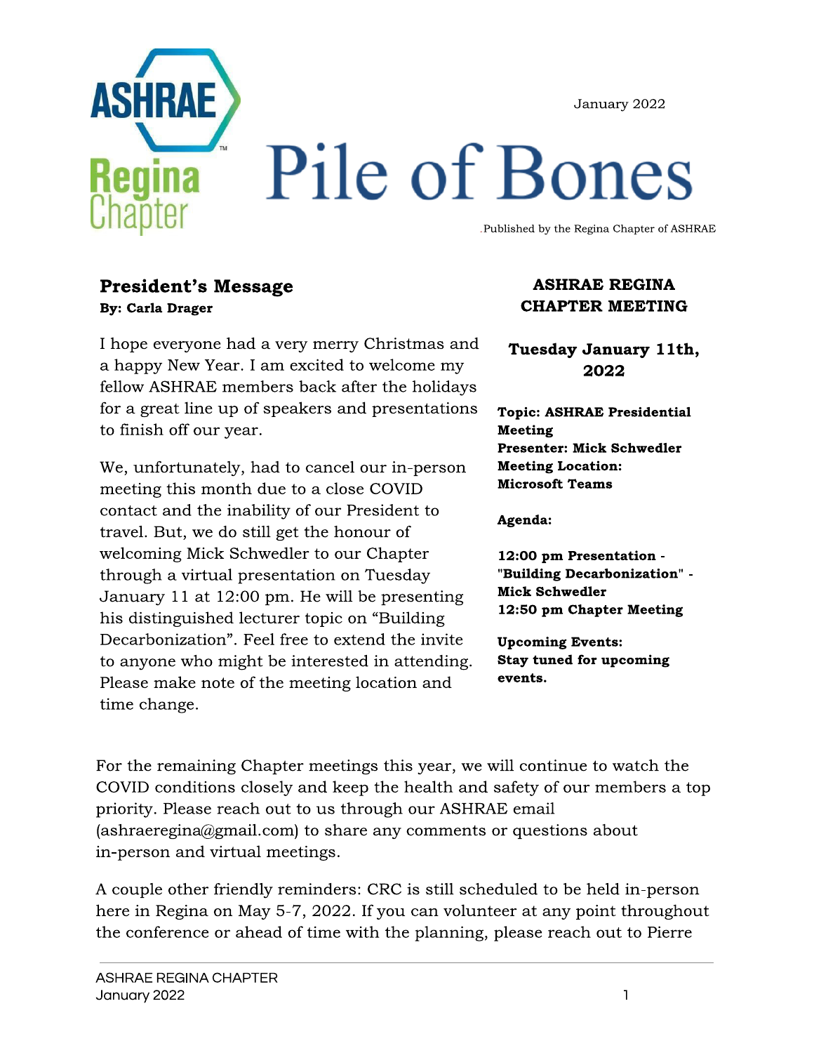January 2022

# Pile of Bones

Published by the Regina Chapter of ASHRAE

## President's Message

**By: Carla Drager**

I hope everyone had a very merry Christmas and a happy New Year. I am excited to welcome my fellow ASHRAE members back after the holidays for a great line up of speakers and presentations to finish off our year.

We, unfortunately, had to cancel our in-person meeting this month due to a close COVID contact and the inability of our President to travel. But, we do still get the honour of welcoming Mick Schwedler to our Chapter through a virtual presentation on Tuesday January 11 at 12:00 pm. He will be presenting his distinguished lecturer topic on "Building Decarbonization". Feel free to extend the invite to anyone who might be interested in attending. Please make note of the meeting location and time change.

For the remaining Chapter meetings this year, we will continue to watch the COVID conditions closely and keep the health and safety of our members a top priority. Please reach out to us through our ASHRAE email (ashraeregina@gmail.com) to share any comments or questions about in-person and virtual meetings.

A couple other friendly reminders: CRC is still scheduled to be held in-person here in Regina on May 5-7, 2022. If you can volunteer at any point throughout the conference or ahead of time with the planning, please reach out to Pierre

## ASHRAE REGINA CHAPTER MEETING

### Tuesday January 11th, 2022

**Topic: ASHRAE Presidential Meeting**
**Presenter: Mick Schwedler**
**Meeting Location: Microsoft Teams**

**Agenda:**

**12:00 pm Presentation - "Building Decarbonization" - Mick Schwedler**
**12:50 pm Chapter Meeting**

**Upcoming Events:**
**Stay tuned for upcoming events.**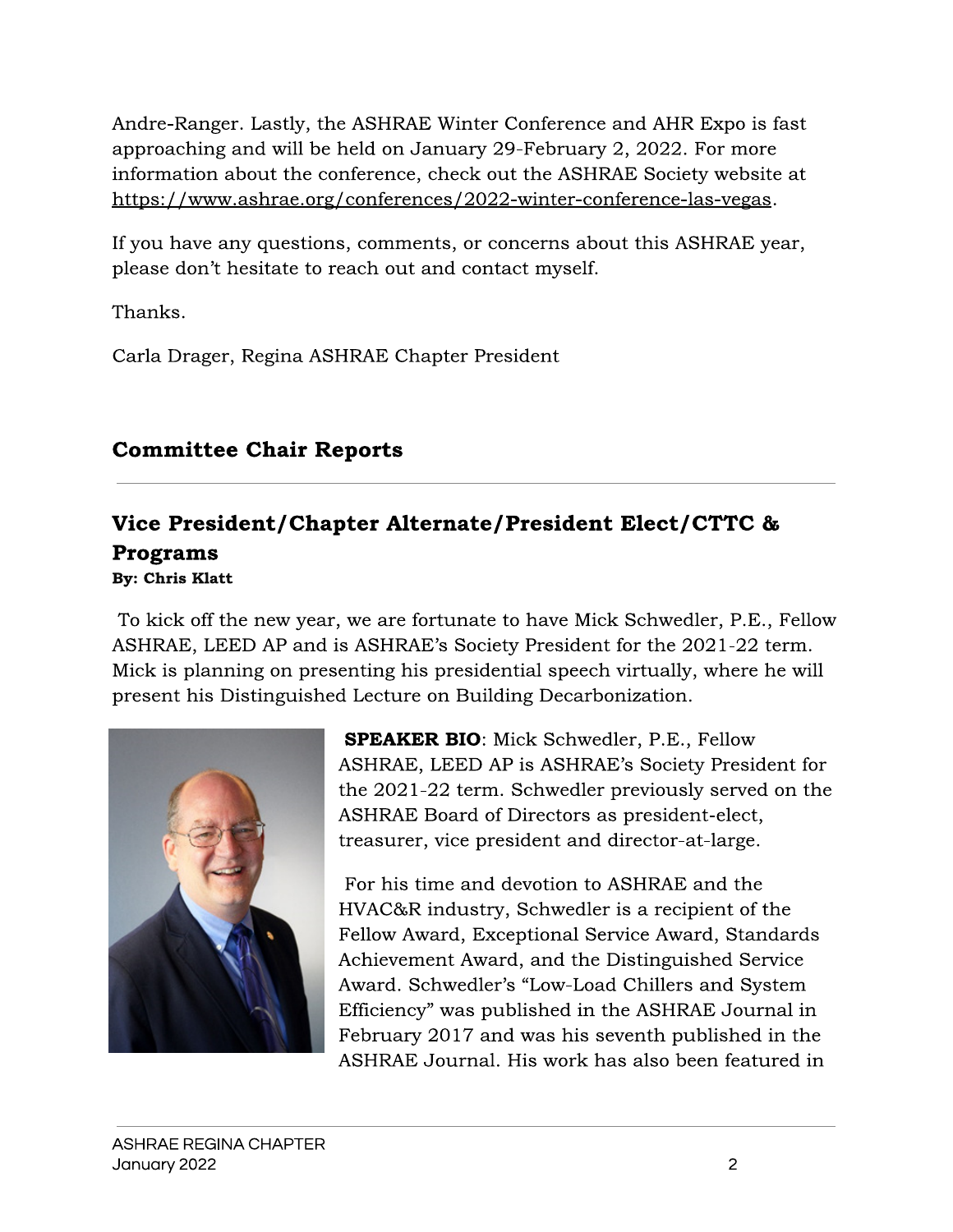Andre-Ranger. Lastly, the ASHRAE Winter Conference and AHR Expo is fast approaching and will be held on January 29-February 2, 2022. For more information about the conference, check out the ASHRAE Society website at https://www.ashrae.org/conferences/2022-winter-conference-las-vegas.

If you have any questions, comments, or concerns about this ASHRAE year, please don't hesitate to reach out and contact myself.

Thanks.

Carla Drager, Regina ASHRAE Chapter President

## Committee Chair Reports

### Vice President/Chapter Alternate/President Elect/CTTC & Programs

**By: Chris Klatt**

To kick off the new year, we are fortunate to have Mick Schwedler, P.E., Fellow ASHRAE, LEED AP and is ASHRAE's Society President for the 2021-22 term. Mick is planning on presenting his presidential speech virtually, where he will present his Distinguished Lecture on Building Decarbonization.

**SPEAKER BIO**: Mick Schwedler, P.E., Fellow ASHRAE, LEED AP is ASHRAE's Society President for the 2021-22 term. Schwedler previously served on the ASHRAE Board of Directors as president-elect, treasurer, vice president and director-at-large.

For his time and devotion to ASHRAE and the HVAC&R industry, Schwedler is a recipient of the Fellow Award, Exceptional Service Award, Standards Achievement Award, and the Distinguished Service Award. Schwedler's "Low-Load Chillers and System Efficiency" was published in the ASHRAE Journal in February 2017 and was his seventh published in the ASHRAE Journal. His work has also been featured in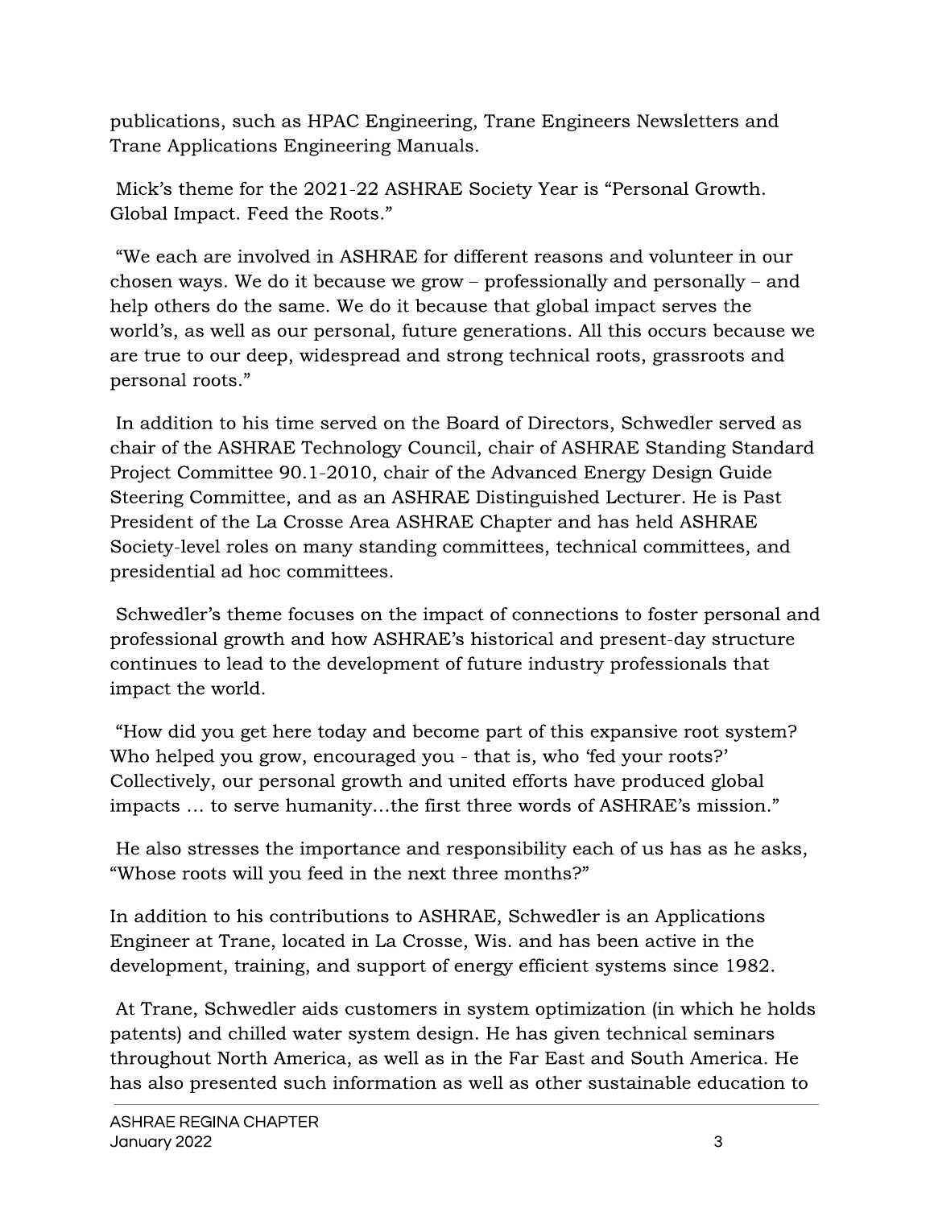publications, such as HPAC Engineering, Trane Engineers Newsletters and Trane Applications Engineering Manuals.

Mick's theme for the 2021-22 ASHRAE Society Year is "Personal Growth. Global Impact. Feed the Roots."

"We each are involved in ASHRAE for different reasons and volunteer in our chosen ways. We do it because we grow – professionally and personally – and help others do the same. We do it because that global impact serves the world's, as well as our personal, future generations. All this occurs because we are true to our deep, widespread and strong technical roots, grassroots and personal roots."

In addition to his time served on the Board of Directors, Schwedler served as chair of the ASHRAE Technology Council, chair of ASHRAE Standing Standard Project Committee 90.1-2010, chair of the Advanced Energy Design Guide Steering Committee, and as an ASHRAE Distinguished Lecturer. He is Past President of the La Crosse Area ASHRAE Chapter and has held ASHRAE Society-level roles on many standing committees, technical committees, and presidential ad hoc committees.

Schwedler's theme focuses on the impact of connections to foster personal and professional growth and how ASHRAE's historical and present-day structure continues to lead to the development of future industry professionals that impact the world.

"How did you get here today and become part of this expansive root system? Who helped you grow, encouraged you - that is, who 'fed your roots?' Collectively, our personal growth and united efforts have produced global impacts … to serve humanity…the first three words of ASHRAE's mission."

He also stresses the importance and responsibility each of us has as he asks, "Whose roots will you feed in the next three months?"

In addition to his contributions to ASHRAE, Schwedler is an Applications Engineer at Trane, located in La Crosse, Wis. and has been active in the development, training, and support of energy efficient systems since 1982.

At Trane, Schwedler aids customers in system optimization (in which he holds patents) and chilled water system design. He has given technical seminars throughout North America, as well as in the Far East and South America. He has also presented such information as well as other sustainable education to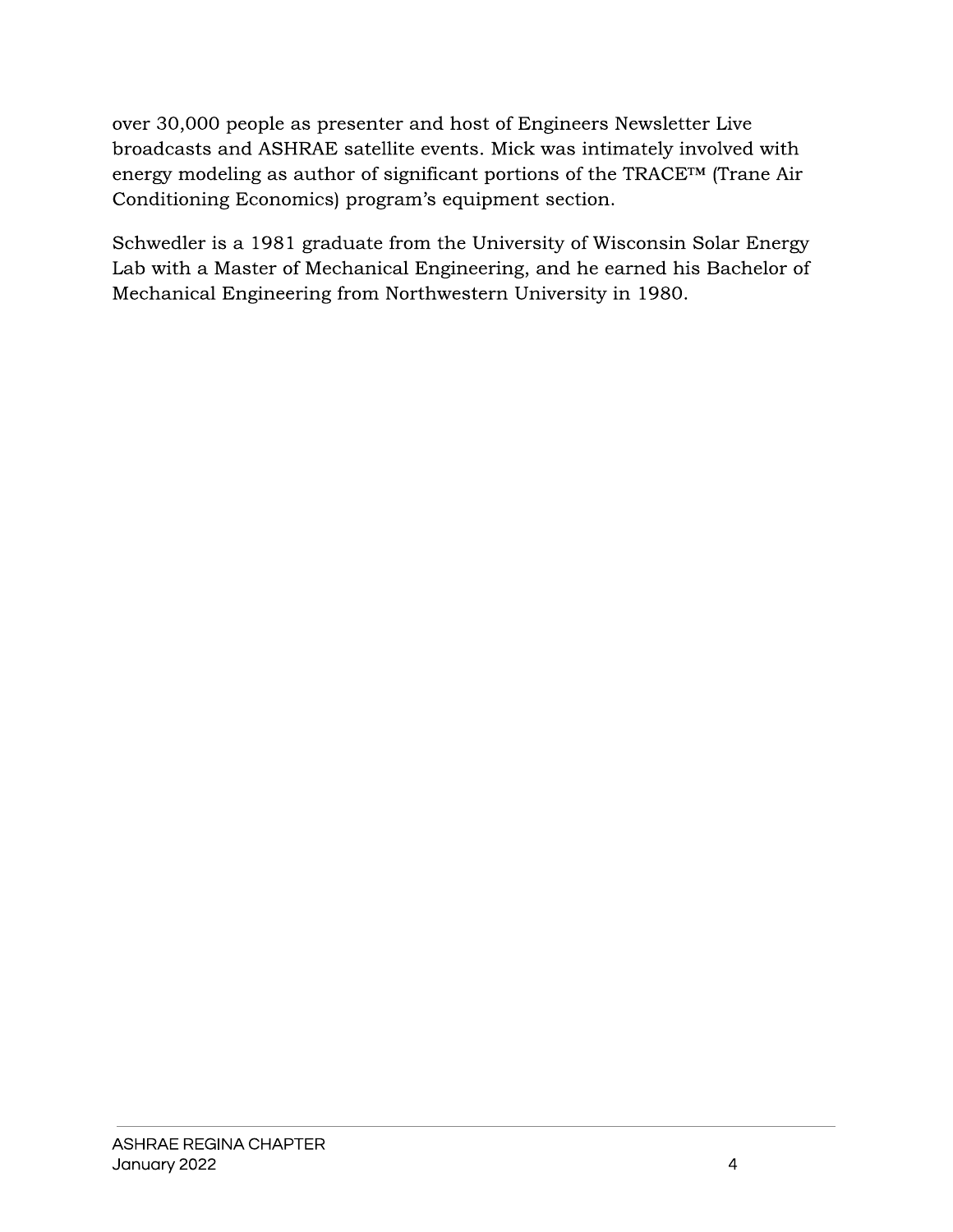over 30,000 people as presenter and host of Engineers Newsletter Live broadcasts and ASHRAE satellite events. Mick was intimately involved with energy modeling as author of significant portions of the TRACE™ (Trane Air Conditioning Economics) program's equipment section.

Schwedler is a 1981 graduate from the University of Wisconsin Solar Energy Lab with a Master of Mechanical Engineering, and he earned his Bachelor of Mechanical Engineering from Northwestern University in 1980.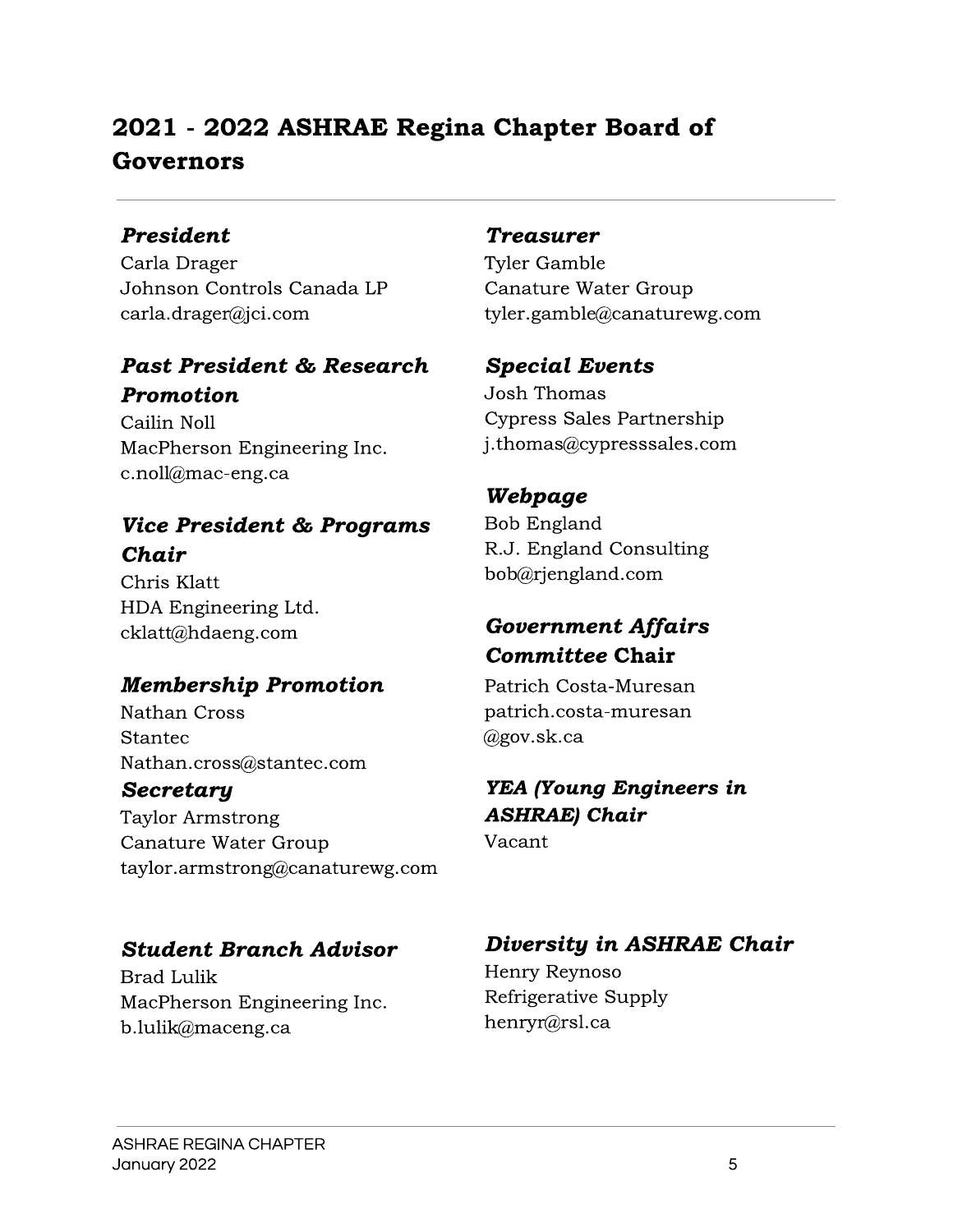# 2021 - 2022 ASHRAE Regina Chapter Board of Governors

### *President*
Carla Drager
Johnson Controls Canada LP
carla.drager@jci.com

### *Past President & Research Promotion*
Cailin Noll
MacPherson Engineering Inc.
c.noll@mac-eng.ca

### *Vice President & Programs Chair*
Chris Klatt
HDA Engineering Ltd.
cklatt@hdaeng.com

### *Membership Promotion*
Nathan Cross
Stantec
Nathan.cross@stantec.com

### *Secretary*
Taylor Armstrong
Canature Water Group
taylor.armstrong@canaturewg.com

### *Student Branch Advisor*
Brad Lulik
MacPherson Engineering Inc.
b.lulik@maceng.ca

### *Treasurer*
Tyler Gamble
Canature Water Group
tyler.gamble@canaturewg.com

### *Special Events*
Josh Thomas
Cypress Sales Partnership
j.thomas@cypresssales.com

### *Webpage*
Bob England
R.J. England Consulting
bob@rjengland.com

### *Government Affairs Committee* Chair
Patrich Costa-Muresan
patrich.costa-muresan
@gov.sk.ca

### *YEA (Young Engineers in ASHRAE) Chair*
Vacant

### *Diversity in ASHRAE Chair*
Henry Reynoso
Refrigerative Supply
henryr@rsl.ca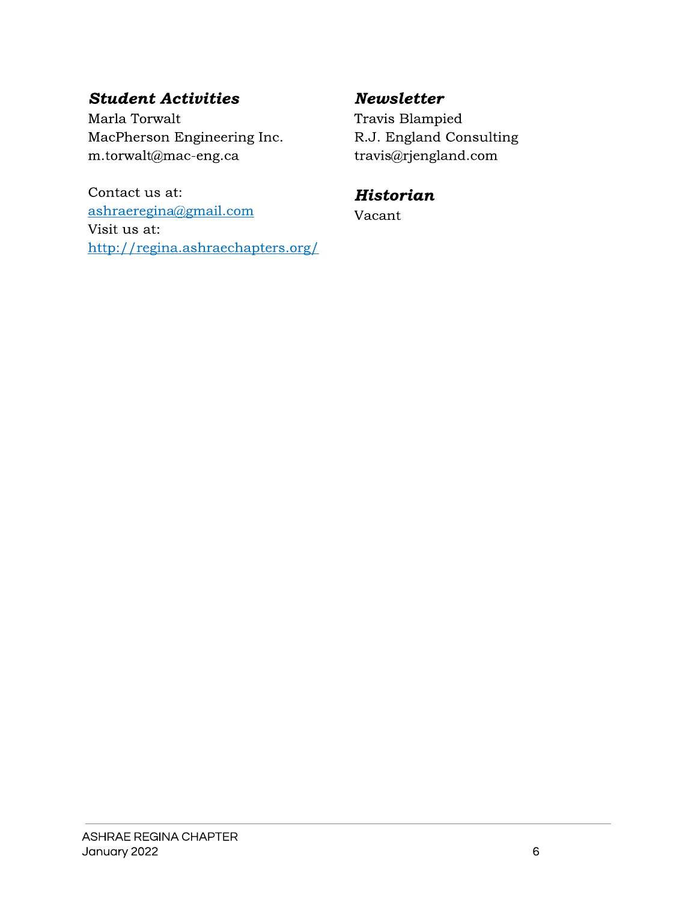### *Student Activities*

Marla Torwalt
MacPherson Engineering Inc.
m.torwalt@mac-eng.ca

Contact us at:
[ashraeregina@gmail.com](mailto:ashraeregina@gmail.com)
Visit us at:
[http://regina.ashraechapters.org/](http://regina.ashraechapters.org/)

### *Newsletter*

Travis Blampied
R.J. England Consulting
travis@rjengland.com

### *Historian*

Vacant